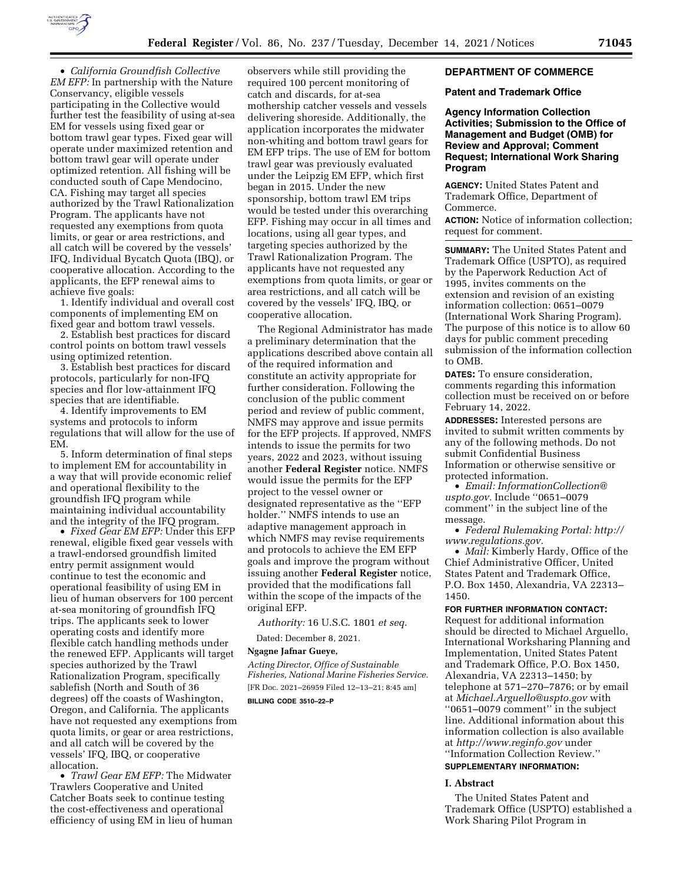- *California Groundfish Collective EM EFP:* In partnership with the Nature Conservancy, eligible vessels participating in the Collective would further test the feasibility of using at-sea EM for vessels using fixed gear or bottom trawl gear types. Fixed gear will operate under maximized retention and bottom trawl gear will operate under optimized retention. All fishing will be conducted south of Cape Mendocino, CA. Fishing may target all species authorized by the Trawl Rationalization Program. The applicants have not requested any exemptions from quota limits, or gear or area restrictions, and all catch will be covered by the vessels' IFQ, Individual Bycatch Quota (IBQ), or cooperative allocation. According to the applicants, the EFP renewal aims to achieve five goals:

1. Identify individual and overall cost components of implementing EM on fixed gear and bottom trawl vessels.
2. Establish best practices for discard control points on bottom trawl vessels using optimized retention.
3. Establish best practices for discard protocols, particularly for non-IFQ species and flor low-attainment IFQ species that are identifiable.
4. Identify improvements to EM systems and protocols to inform regulations that will allow for the use of EM.
5. Inform determination of final steps to implement EM for accountability in a way that will provide economic relief and operational flexibility to the groundfish IFQ program while maintaining individual accountability and the integrity of the IFQ program.

- *Fixed Gear EM EFP:* Under this EFP renewal, eligible fixed gear vessels with a trawl-endorsed groundfish limited entry permit assignment would continue to test the economic and operational feasibility of using EM in lieu of human observers for 100 percent at-sea monitoring of groundfish IFQ trips. The applicants seek to lower operating costs and identify more flexible catch handling methods under the renewed EFP. Applicants will target species authorized by the Trawl Rationalization Program, specifically sablefish (North and South of 36 degrees) off the coasts of Washington, Oregon, and California. The applicants have not requested any exemptions from quota limits, or gear or area restrictions, and all catch will be covered by the vessels' IFQ, IBQ, or cooperative allocation.
- *Trawl Gear EM EFP:* The Midwater Trawlers Cooperative and United Catcher Boats seek to continue testing the cost-effectiveness and operational efficiency of using EM in lieu of human observers while still providing the required 100 percent monitoring of catch and discards, for at-sea mothership catcher vessels and vessels delivering shoreside. Additionally, the application incorporates the midwater non-whiting and bottom trawl gears for EM EFP trips. The use of EM for bottom trawl gear was previously evaluated under the Leipzig EM EFP, which first began in 2015. Under the new sponsorship, bottom trawl EM trips would be tested under this overarching EFP. Fishing may occur in all times and locations, using all gear types, and targeting species authorized by the Trawl Rationalization Program. The applicants have not requested any exemptions from quota limits, or gear or area restrictions, and all catch will be covered by the vessels' IFQ, IBQ, or cooperative allocation.

The Regional Administrator has made a preliminary determination that the applications described above contain all of the required information and constitute an activity appropriate for further consideration. Following the conclusion of the public comment period and review of public comment, NMFS may approve and issue permits for the EFP projects. If approved, NMFS intends to issue the permits for two years, 2022 and 2023, without issuing another **Federal Register** notice. NMFS would issue the permits for the EFP project to the vessel owner or designated representative as the ''EFP holder.'' NMFS intends to use an adaptive management approach in which NMFS may revise requirements and protocols to achieve the EM EFP goals and improve the program without issuing another **Federal Register** notice, provided that the modifications fall within the scope of the impacts of the original EFP.

*Authority:* 16 U.S.C. 1801 *et seq.*

Dated: December 8, 2021.

**Ngagne Jafnar Gueye,**

*Acting Director, Office of Sustainable Fisheries, National Marine Fisheries Service.*

[FR Doc. 2021–26959 Filed 12–13–21; 8:45 am]

**BILLING CODE 3510–22–P**

## DEPARTMENT OF COMMERCE

### Patent and Trademark Office

### Agency Information Collection Activities; Submission to the Office of Management and Budget (OMB) for Review and Approval; Comment Request; International Work Sharing Program

**AGENCY:** United States Patent and Trademark Office, Department of Commerce.

**ACTION:** Notice of information collection; request for comment.

**SUMMARY:** The United States Patent and Trademark Office (USPTO), as required by the Paperwork Reduction Act of 1995, invites comments on the extension and revision of an existing information collection: 0651–0079 (International Work Sharing Program). The purpose of this notice is to allow 60 days for public comment preceding submission of the information collection to OMB.

**DATES:** To ensure consideration, comments regarding this information collection must be received on or before February 14, 2022.

**ADDRESSES:** Interested persons are invited to submit written comments by any of the following methods. Do not submit Confidential Business Information or otherwise sensitive or protected information.

- *Email: InformationCollection@uspto.gov.* Include ''0651–0079 comment'' in the subject line of the message.
- *Federal Rulemaking Portal: http://www.regulations.gov.*
- *Mail:* Kimberly Hardy, Office of the Chief Administrative Officer, United States Patent and Trademark Office, P.O. Box 1450, Alexandria, VA 22313–1450.

**FOR FURTHER INFORMATION CONTACT:** Request for additional information should be directed to Michael Arguello, International Worksharing Planning and Implementation, United States Patent and Trademark Office, P.O. Box 1450, Alexandria, VA 22313–1450; by telephone at 571–270–7876; or by email at *Michael.Arguello@uspto.gov* with ''0651–0079 comment'' in the subject line. Additional information about this information collection is also available at *http://www.reginfo.gov* under ''Information Collection Review.''

**SUPPLEMENTARY INFORMATION:**

#### I. Abstract

The United States Patent and Trademark Office (USPTO) established a Work Sharing Pilot Program in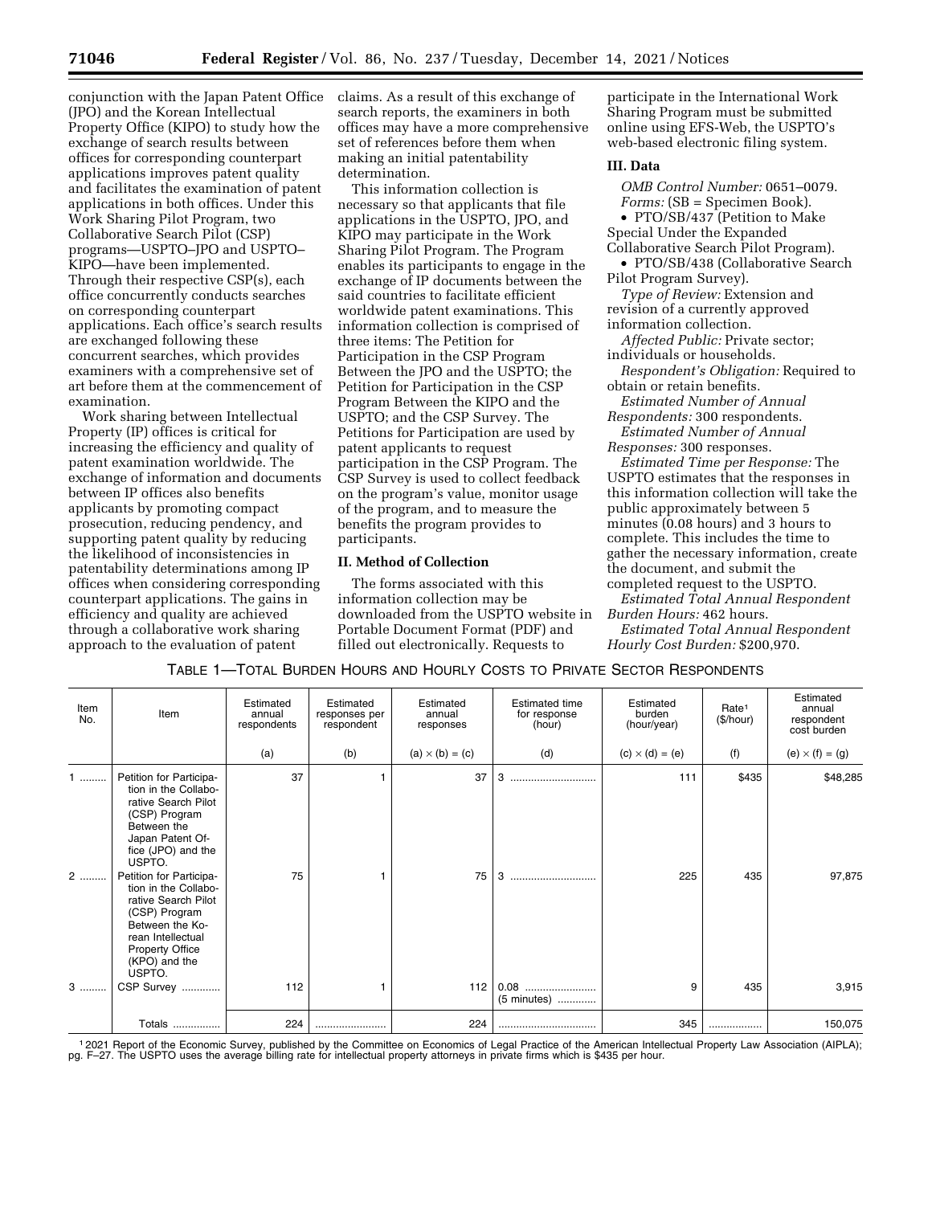conjunction with the Japan Patent Office (JPO) and the Korean Intellectual Property Office (KIPO) to study how the exchange of search results between offices for corresponding counterpart applications improves patent quality and facilitates the examination of patent applications in both offices. Under this Work Sharing Pilot Program, two Collaborative Search Pilot (CSP) programs—USPTO–JPO and USPTO–KIPO—have been implemented. Through their respective CSP(s), each office concurrently conducts searches on corresponding counterpart applications. Each office's search results are exchanged following these concurrent searches, which provides examiners with a comprehensive set of art before them at the commencement of examination.

Work sharing between Intellectual Property (IP) offices is critical for increasing the efficiency and quality of patent examination worldwide. The exchange of information and documents between IP offices also benefits applicants by promoting compact prosecution, reducing pendency, and supporting patent quality by reducing the likelihood of inconsistencies in patentability determinations among IP offices when considering corresponding counterpart applications. The gains in efficiency and quality are achieved through a collaborative work sharing approach to the evaluation of patent claims. As a result of this exchange of search reports, the examiners in both offices may have a more comprehensive set of references before them when making an initial patentability determination.

This information collection is necessary so that applicants that file applications in the USPTO, JPO, and KIPO may participate in the Work Sharing Pilot Program. The Program enables its participants to engage in the exchange of IP documents between the said countries to facilitate efficient worldwide patent examinations. This information collection is comprised of three items: The Petition for Participation in the CSP Program Between the JPO and the USPTO; the Petition for Participation in the CSP Program Between the KIPO and the USPTO; and the CSP Survey. The Petitions for Participation are used by patent applicants to request participation in the CSP Program. The CSP Survey is used to collect feedback on the program's value, monitor usage of the program, and to measure the benefits the program provides to participants.

## II. Method of Collection

The forms associated with this information collection may be downloaded from the USPTO website in Portable Document Format (PDF) and filled out electronically. Requests to participate in the International Work Sharing Program must be submitted online using EFS-Web, the USPTO's web-based electronic filing system.

## III. Data

*OMB Control Number:* 0651–0079.

*Forms:* (SB = Specimen Book).

- PTO/SB/437 (Petition to Make Special Under the Expanded Collaborative Search Pilot Program).
- PTO/SB/438 (Collaborative Search Pilot Program Survey).

*Type of Review:* Extension and revision of a currently approved information collection.

*Affected Public:* Private sector; individuals or households.

*Respondent's Obligation:* Required to obtain or retain benefits.

*Estimated Number of Annual Respondents:* 300 respondents.

*Estimated Number of Annual Responses:* 300 responses.

*Estimated Time per Response:* The USPTO estimates that the responses in this information collection will take the public approximately between 5 minutes (0.08 hours) and 3 hours to complete. This includes the time to gather the necessary information, create the document, and submit the completed request to the USPTO.

*Estimated Total Annual Respondent Burden Hours:* 462 hours.

*Estimated Total Annual Respondent Hourly Cost Burden:* $200,970.

TABLE 1—TOTAL BURDEN HOURS AND HOURLY COSTS TO PRIVATE SECTOR RESPONDENTS

| Item No. | Item | Estimated annual respondents | Estimated responses per respondent | Estimated annual responses | Estimated time for response (hour) | Estimated burden (hour/year) | Rate[1] ($/hour) | Estimated annual respondent cost burden |
|---|---|---|---|---|---|---|---|---|
| | | (a) | (b) | (a) × (b) = (c) | (d) | (c) × (d) = (e) | (f) | (e) × (f) = (g) |
| 1 | Petition for Participation in the Collaborative Search Pilot (CSP) Program Between the Japan Patent Office (JPO) and the USPTO. | 37 | 1 | 37 | 3 | 111 | $435 | $48,285 |
| 2 | Petition for Participation in the Collaborative Search Pilot (CSP) Program Between the Korean Intellectual Property Office (KPO) and the USPTO. | 75 | 1 | 75 | 3 | 225 | 435 | 97,875 |
| 3 | CSP Survey | 112 | 1 | 112 | 0.08 (5 minutes) | 9 | 435 | 3,915 |
| | Totals | 224 | | 224 | | 345 | | 150,075 |

[1] 2021 Report of the Economic Survey, published by the Committee on Economics of Legal Practice of the American Intellectual Property Law Association (AIPLA); pg. F–27. The USPTO uses the average billing rate for intellectual property attorneys in private firms which is $435 per hour.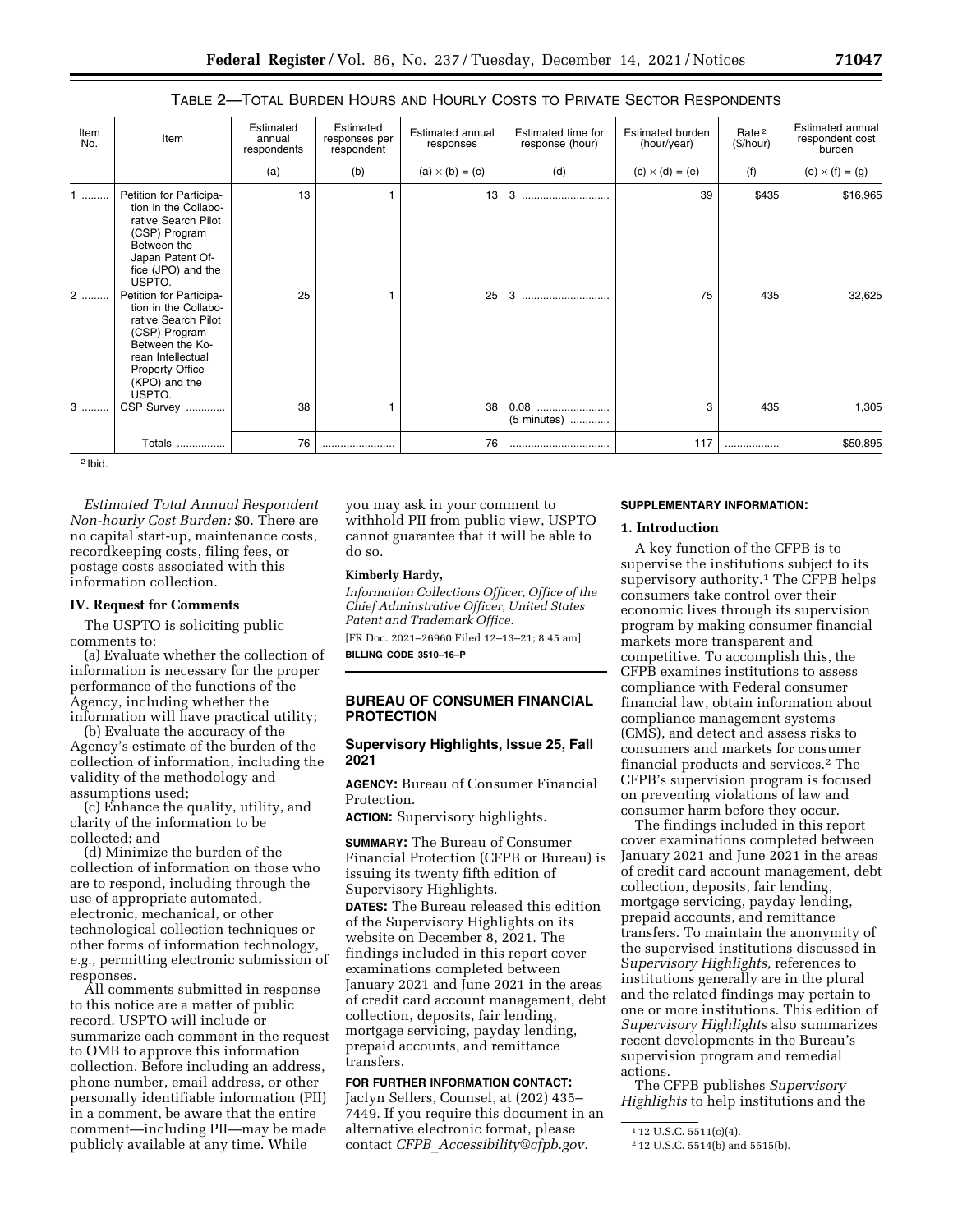TABLE 2—TOTAL BURDEN HOURS AND HOURLY COSTS TO PRIVATE SECTOR RESPONDENTS

| Item No. | Item | Estimated annual respondents | Estimated responses per respondent | Estimated annual responses | Estimated time for response (hour) | Estimated burden (hour/year) | Rate[2] ($/hour) | Estimated annual respondent cost burden |
|---|---|---|---|---|---|---|---|---|
| | | (a) | (b) | (a) × (b) = (c) | (d) | (c) × (d) = (e) | (f) | (e) × (f) = (g) |
| 1 | Petition for Participation in the Collaborative Search Pilot (CSP) Program Between the Japan Patent Office (JPO) and the USPTO. | 13 | 1 | 13 | 3 | 39 | $435 | $16,965 |
| 2 | Petition for Participation in the Collaborative Search Pilot (CSP) Program Between the Korean Intellectual Property Office (KPO) and the USPTO. | 25 | 1 | 25 | 3 | 75 | 435 | 32,625 |
| 3 | CSP Survey | 38 | 1 | 38 | 0.08 (5 minutes) | 3 | 435 | 1,305 |
| | Totals | 76 | | 76 | | 117 | | $50,895 |

[2] Ibid.

*Estimated Total Annual Respondent Non-hourly Cost Burden:* $0. There are no capital start-up, maintenance costs, recordkeeping costs, filing fees, or postage costs associated with this information collection.

### IV. Request for Comments

The USPTO is soliciting public comments to:

(a) Evaluate whether the collection of information is necessary for the proper performance of the functions of the Agency, including whether the information will have practical utility;

(b) Evaluate the accuracy of the Agency's estimate of the burden of the collection of information, including the validity of the methodology and assumptions used;

(c) Enhance the quality, utility, and clarity of the information to be collected; and

(d) Minimize the burden of the collection of information on those who are to respond, including through the use of appropriate automated, electronic, mechanical, or other technological collection techniques or other forms of information technology, *e.g.,* permitting electronic submission of responses.

All comments submitted in response to this notice are a matter of public record. USPTO will include or summarize each comment in the request to OMB to approve this information collection. Before including an address, phone number, email address, or other personally identifiable information (PII) in a comment, be aware that the entire comment—including PII—may be made publicly available at any time. While you may ask in your comment to withhold PII from public view, USPTO cannot guarantee that it will be able to do so.

**Kimberly Hardy,**

*Information Collections Officer, Office of the Chief Adminstrative Officer, United States Patent and Trademark Office.*

[FR Doc. 2021–26960 Filed 12–13–21; 8:45 am]

**BILLING CODE 3510–16–P**

## BUREAU OF CONSUMER FINANCIAL PROTECTION

### Supervisory Highlights, Issue 25, Fall 2021

**AGENCY:** Bureau of Consumer Financial Protection.

**ACTION:** Supervisory highlights.

**SUMMARY:** The Bureau of Consumer Financial Protection (CFPB or Bureau) is issuing its twenty fifth edition of Supervisory Highlights.

**DATES:** The Bureau released this edition of the Supervisory Highlights on its website on December 8, 2021. The findings included in this report cover examinations completed between January 2021 and June 2021 in the areas of credit card account management, debt collection, deposits, fair lending, mortgage servicing, payday lending, prepaid accounts, and remittance transfers.

**FOR FURTHER INFORMATION CONTACT:** Jaclyn Sellers, Counsel, at (202) 435–7449. If you require this document in an alternative electronic format, please contact *CFPB_Accessibility@cfpb.gov.*

**SUPPLEMENTARY INFORMATION:**

### 1. Introduction

A key function of the CFPB is to supervise the institutions subject to its supervisory authority.[1] The CFPB helps consumers take control over their economic lives through its supervision program by making consumer financial markets more transparent and competitive. To accomplish this, the CFPB examines institutions to assess compliance with Federal consumer financial law, obtain information about compliance management systems (CMS), and detect and assess risks to consumers and markets for consumer financial products and services.[2] The CFPB's supervision program is focused on preventing violations of law and consumer harm before they occur.

The findings included in this report cover examinations completed between January 2021 and June 2021 in the areas of credit card account management, debt collection, deposits, fair lending, mortgage servicing, payday lending, prepaid accounts, and remittance transfers. To maintain the anonymity of the supervised institutions discussed in *Supervisory Highlights,* references to institutions generally are in the plural and the related findings may pertain to one or more institutions. This edition of *Supervisory Highlights* also summarizes recent developments in the Bureau's supervision program and remedial actions.

The CFPB publishes *Supervisory Highlights* to help institutions and the

[1] 12 U.S.C. 5511(c)(4).

[2] 12 U.S.C. 5514(b) and 5515(b).